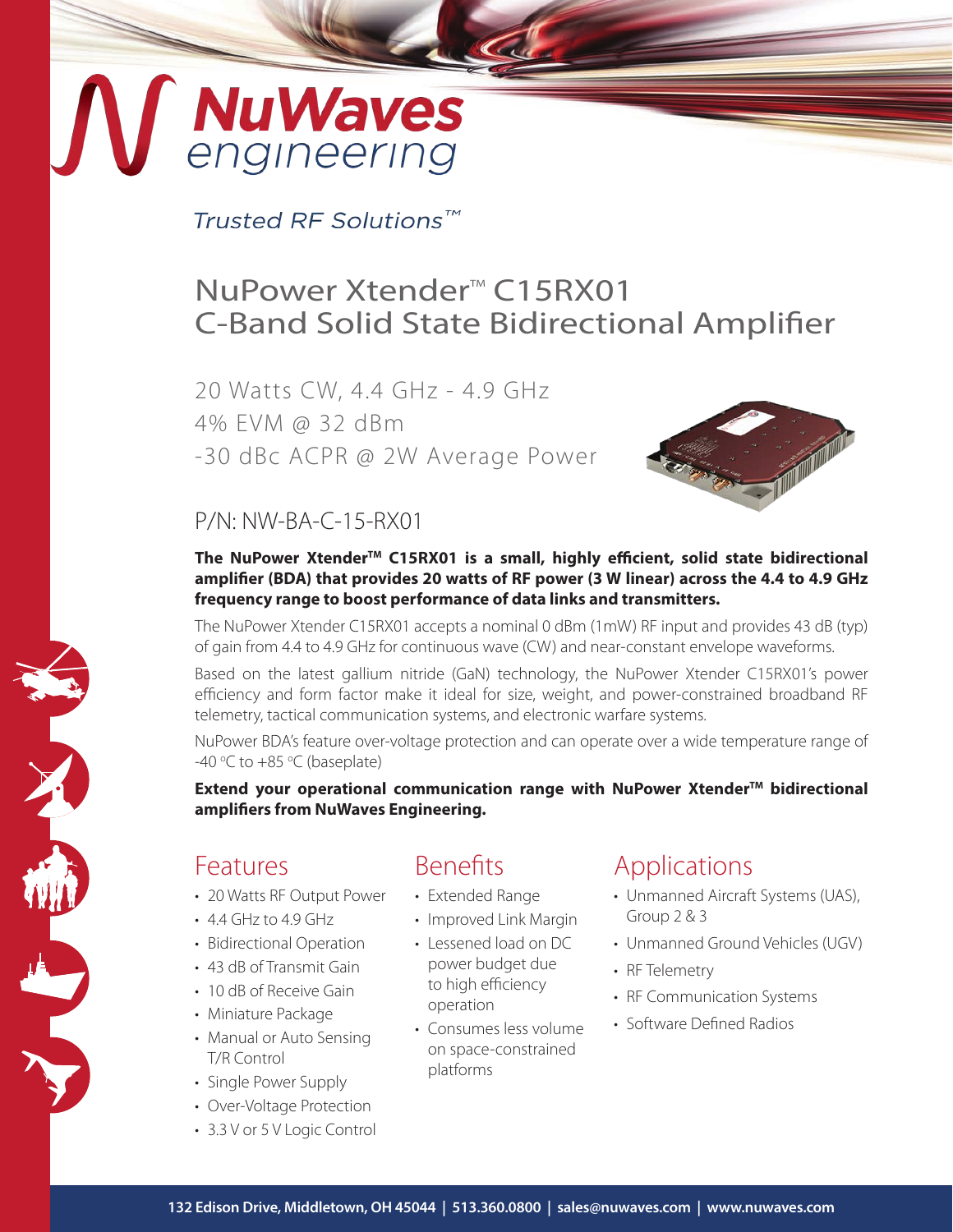NuWaves engineering

*Trusted RF Solutions™*

# NuPower Xtender™ C15RX01 C-Band Solid State Bidirectional Amplifier

20 Watts CW, 4.4 GHz - 4.9 GHz
4% EVM @ 32 dBm
-30 dBc ACPR @ 2W Average Power

P/N: NW-BA-C-15-RX01

**The NuPower Xtender™ C15RX01 is a small, highly efficient, solid state bidirectional amplifier (BDA) that provides 20 watts of RF power (3 W linear) across the 4.4 to 4.9 GHz frequency range to boost performance of data links and transmitters.**

The NuPower Xtender C15RX01 accepts a nominal 0 dBm (1mW) RF input and provides 43 dB (typ) of gain from 4.4 to 4.9 GHz for continuous wave (CW) and near-constant envelope waveforms.

Based on the latest gallium nitride (GaN) technology, the NuPower Xtender C15RX01's power efficiency and form factor make it ideal for size, weight, and power-constrained broadband RF telemetry, tactical communication systems, and electronic warfare systems.

NuPower BDA's feature over-voltage protection and can operate over a wide temperature range of -40 °C to +85 °C (baseplate)

**Extend your operational communication range with NuPower Xtender™ bidirectional amplifiers from NuWaves Engineering.**

## Features

- 20 Watts RF Output Power
- 4.4 GHz to 4.9 GHz
- Bidirectional Operation
- 43 dB of Transmit Gain
- 10 dB of Receive Gain
- Miniature Package
- Manual or Auto Sensing T/R Control
- Single Power Supply
- Over-Voltage Protection
- 3.3 V or 5 V Logic Control

## Benefits

- Extended Range
- Improved Link Margin
- Lessened load on DC power budget due to high efficiency operation
- Consumes less volume on space-constrained platforms

## Applications

- Unmanned Aircraft Systems (UAS), Group 2 & 3
- Unmanned Ground Vehicles (UGV)
- RF Telemetry
- RF Communication Systems
- Software Defined Radios

132 Edison Drive, Middletown, OH 45044 | 513.360.0800 | sales@nuwaves.com | www.nuwaves.com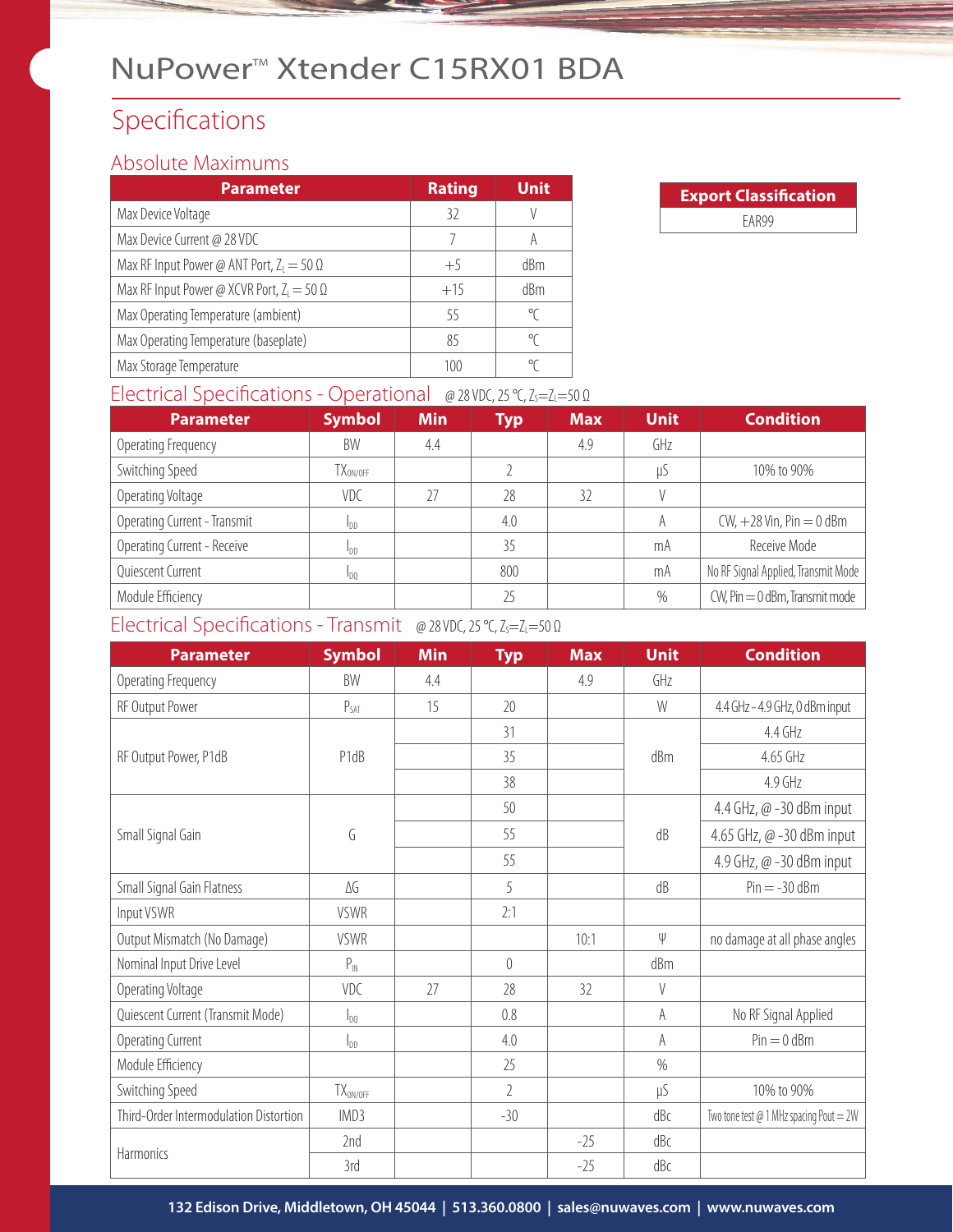# NuPower™ Xtender C15RX01 BDA

## Specifications

### Absolute Maximums

| Parameter | Rating | Unit |
|---|---|---|
| Max Device Voltage | 32 | V |
| Max Device Current @ 28 VDC | 7 | A |
| Max RF Input Power @ ANT Port, $Z_L = 50\ \Omega$ | +5 | dBm |
| Max RF Input Power @ XCVR Port, $Z_L = 50\ \Omega$ | +15 | dBm |
| Max Operating Temperature (ambient) | 55 | °C |
| Max Operating Temperature (baseplate) | 85 | °C |
| Max Storage Temperature | 100 | °C |

| Export Classification |
|---|
| EAR99 |

### Electrical Specifications - Operational @ 28 VDC, 25 °C, $Z_S = Z_L = 50\ \Omega$

| Parameter | Symbol | Min | Typ | Max | Unit | Condition |
|---|---|---|---|---|---|---|
| Operating Frequency | BW | 4.4 | | 4.9 | GHz | |
| Switching Speed | $TX_{ON/OFF}$ | | 2 | | µS | 10% to 90% |
| Operating Voltage | VDC | 27 | 28 | 32 | V | |
| Operating Current - Transmit | $I_{DD}$ | | 4.0 | | A | CW, +28 Vin, Pin = 0 dBm |
| Operating Current - Receive | $I_{DD}$ | | 35 | | mA | Receive Mode |
| Quiescent Current | $I_{DQ}$ | | 800 | | mA | No RF Signal Applied, Transmit Mode |
| Module Efficiency | | | 25 | | % | CW, Pin = 0 dBm, Transmit mode |

### Electrical Specifications - Transmit @ 28 VDC, 25 °C, $Z_S = Z_L = 50\ \Omega$

| Parameter | Symbol | Min | Typ | Max | Unit | Condition |
|---|---|---|---|---|---|---|
| Operating Frequency | BW | 4.4 | | 4.9 | GHz | |
| RF Output Power | $P_{SAT}$ | 15 | 20 | | W | 4.4 GHz - 4.9 GHz, 0 dBm input |
| RF Output Power, P1dB | P1dB | | 31 | | dBm | 4.4 GHz |
| | | | 35 | | | 4.65 GHz |
| | | | 38 | | | 4.9 GHz |
| Small Signal Gain | G | | 50 | | dB | 4.4 GHz, @ -30 dBm input |
| | | | 55 | | | 4.65 GHz, @ -30 dBm input |
| | | | 55 | | | 4.9 GHz, @ -30 dBm input |
| Small Signal Gain Flatness | ΔG | | 5 | | dB | Pin = -30 dBm |
| Input VSWR | VSWR | | 2:1 | | | |
| Output Mismatch (No Damage) | VSWR | | | 10:1 | Ψ | no damage at all phase angles |
| Nominal Input Drive Level | $P_{IN}$ | | 0 | | dBm | |
| Operating Voltage | VDC | 27 | 28 | 32 | V | |
| Quiescent Current (Transmit Mode) | $I_{DQ}$ | | 0.8 | | A | No RF Signal Applied |
| Operating Current | $I_{DD}$ | | 4.0 | | A | Pin = 0 dBm |
| Module Efficiency | | | 25 | | % | |
| Switching Speed | $TX_{ON/OFF}$ | | 2 | | µS | 10% to 90% |
| Third-Order Intermodulation Distortion | IMD3 | | -30 | | dBc | Two tone test @ 1 MHz spacing Pout = 2W |
| Harmonics | 2nd | | | -25 | dBc | |
| | 3rd | | | -25 | dBc | |

132 Edison Drive, Middletown, OH 45044 | 513.360.0800 | sales@nuwaves.com | www.nuwaves.com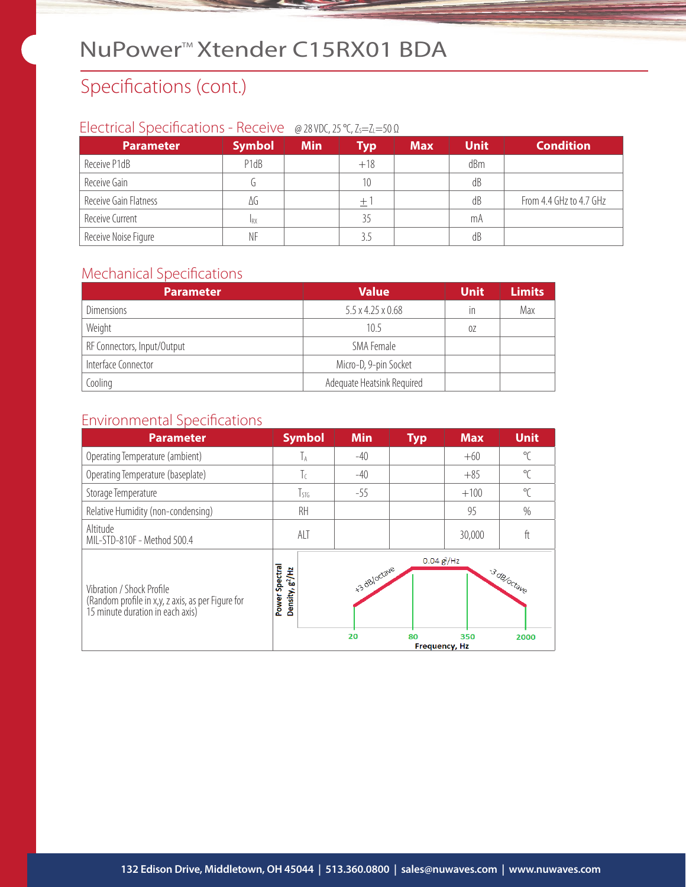# NuPower™ Xtender C15RX01 BDA

## Specifications (cont.)

### Electrical Specifications - Receive @ 28 VDC, 25 °C, $Z_S = Z_L = 50\ \Omega$

| Parameter | Symbol | Min | Typ | Max | Unit | Condition |
|---|---|---|---|---|---|---|
| Receive P1dB | P1dB | | +18 | | dBm | |
| Receive Gain | G | | 10 | | dB | |
| Receive Gain Flatness | ΔG | | ±1 | | dB | From 4.4 GHz to 4.7 GHz |
| Receive Current | $I_{RX}$ | | 35 | | mA | |
| Receive Noise Figure | NF | | 3.5 | | dB | |

### Mechanical Specifications

| Parameter | Value | Unit | Limits |
|---|---|---|---|
| Dimensions | 5.5 x 4.25 x 0.68 | in | Max |
| Weight | 10.5 | oz | |
| RF Connectors, Input/Output | SMA Female | | |
| Interface Connector | Micro-D, 9-pin Socket | | |
| Cooling | Adequate Heatsink Required | | |

### Environmental Specifications

| Parameter | Symbol | Min | Typ | Max | Unit |
|---|---|---|---|---|---|
| Operating Temperature (ambient) | $T_A$ | -40 | | +60 | ℃ |
| Operating Temperature (baseplate) | $T_C$ | -40 | | +85 | ℃ |
| Storage Temperature | $T_{STG}$ | -55 | | +100 | ℃ |
| Relative Humidity (non-condensing) | RH | | | 95 | % |
| Altitude MIL-STD-810F - Method 500.4 | ALT | | | 30,000 | ft |
| Vibration / Shock Profile (Random profile in x,y, z axis, as per Figure for 15 minute duration in each axis) | Power Spectral Density, $g^2$/Hz vs. Frequency, Hz: +3 dB/octave from 20 to 80 Hz; 0.04 $g^2$/Hz from 80 to 350 Hz; -3 dB/octave from 350 to 2000 Hz | | | | |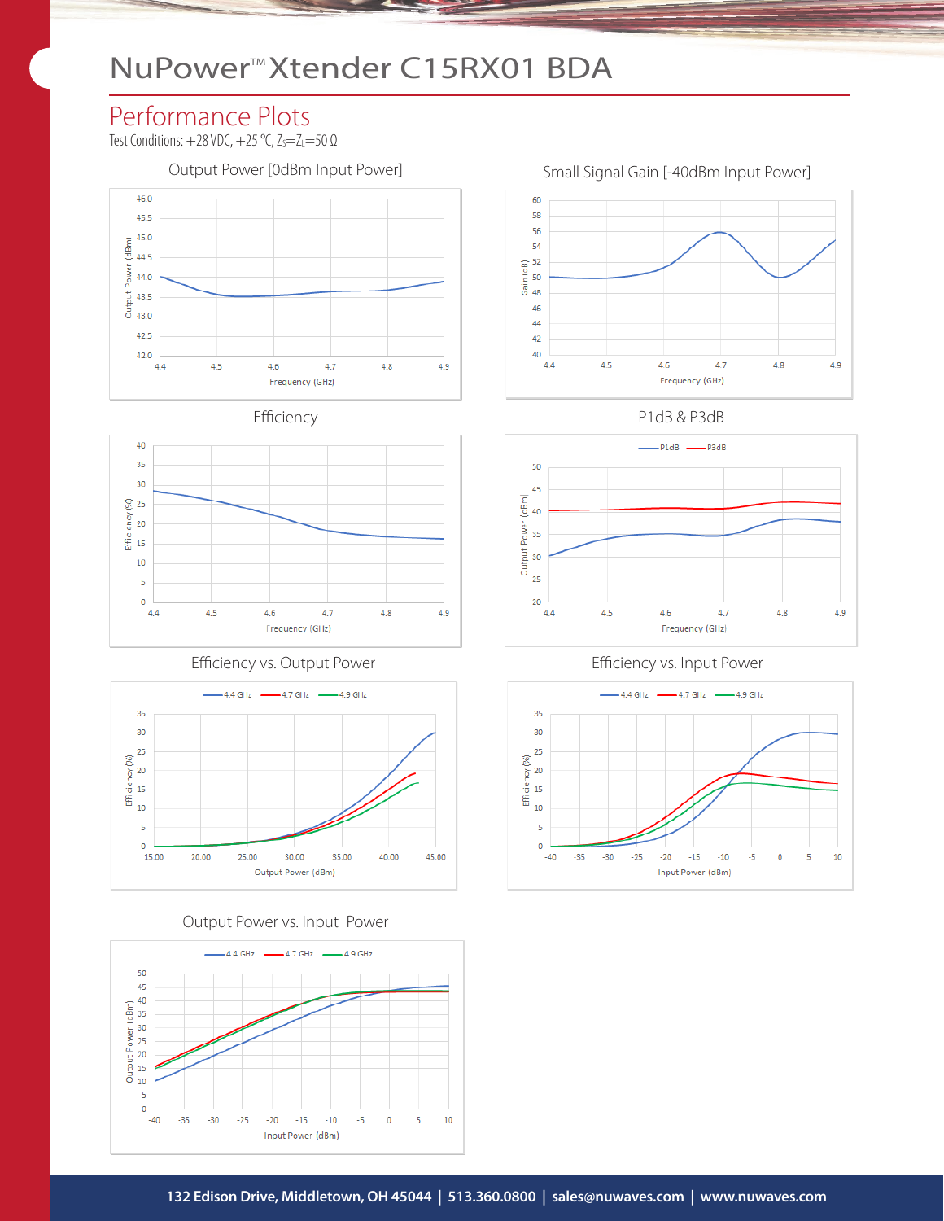# NuPower™ Xtender C15RX01 BDA

## Performance Plots

Test Conditions: +28 VDC, +25 °C, $Z_S$=$Z_L$=50 Ω

### Output Power [0dBm Input Power]

### Small Signal Gain [-40dBm Input Power]

### Efficiency

### P1dB & P3dB

### Efficiency vs. Output Power

### Efficiency vs. Input Power

### Output Power vs. Input Power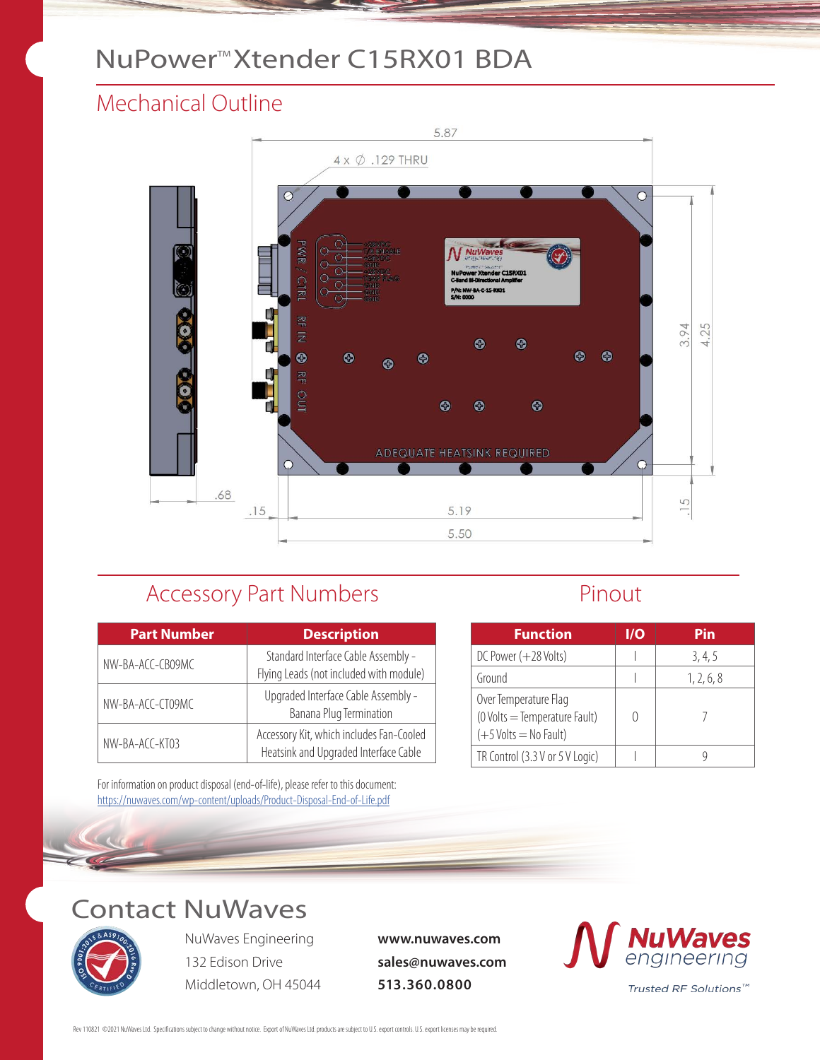# NuPower™ Xtender C15RX01 BDA

## Mechanical Outline

5.87

4 x ∅ .129 THRU

PWR / CTRL

RF IN

RF OUT

ADEQUATE HEATSINK REQUIRED

3.94

4.25

.68

.15

5.19

5.50

.15

## Accessory Part Numbers

| Part Number | Description |
|---|---|
| NW-BA-ACC-CB09MC | Standard Interface Cable Assembly - Flying Leads (not included with module) |
| NW-BA-ACC-CT09MC | Upgraded Interface Cable Assembly - Banana Plug Termination |
| NW-BA-ACC-KT03 | Accessory Kit, which includes Fan-Cooled Heatsink and Upgraded Interface Cable |

## Pinout

| Function | I/O | Pin |
|---|---|---|
| DC Power (+28 Volts) | I | 3, 4, 5 |
| Ground | I | 1, 2, 6, 8 |
| Over Temperature Flag (0 Volts = Temperature Fault) (+5 Volts = No Fault) | O | 7 |
| TR Control (3.3 V or 5 V Logic) | I | 9 |

For information on product disposal (end-of-life), please refer to this document:
https://nuwaves.com/wp-content/uploads/Product-Disposal-End-of-Life.pdf

# Contact NuWaves

NuWaves Engineering
132 Edison Drive
Middletown, OH 45044

**www.nuwaves.com**
**sales@nuwaves.com**
**513.360.0800**

NuWaves engineering
Trusted RF Solutions™

Rev 110821 ©2021 NuWaves Ltd. Specifications subject to change without notice. Export of NuWaves Ltd. products are subject to U.S. export controls. U.S. export licenses may be required.